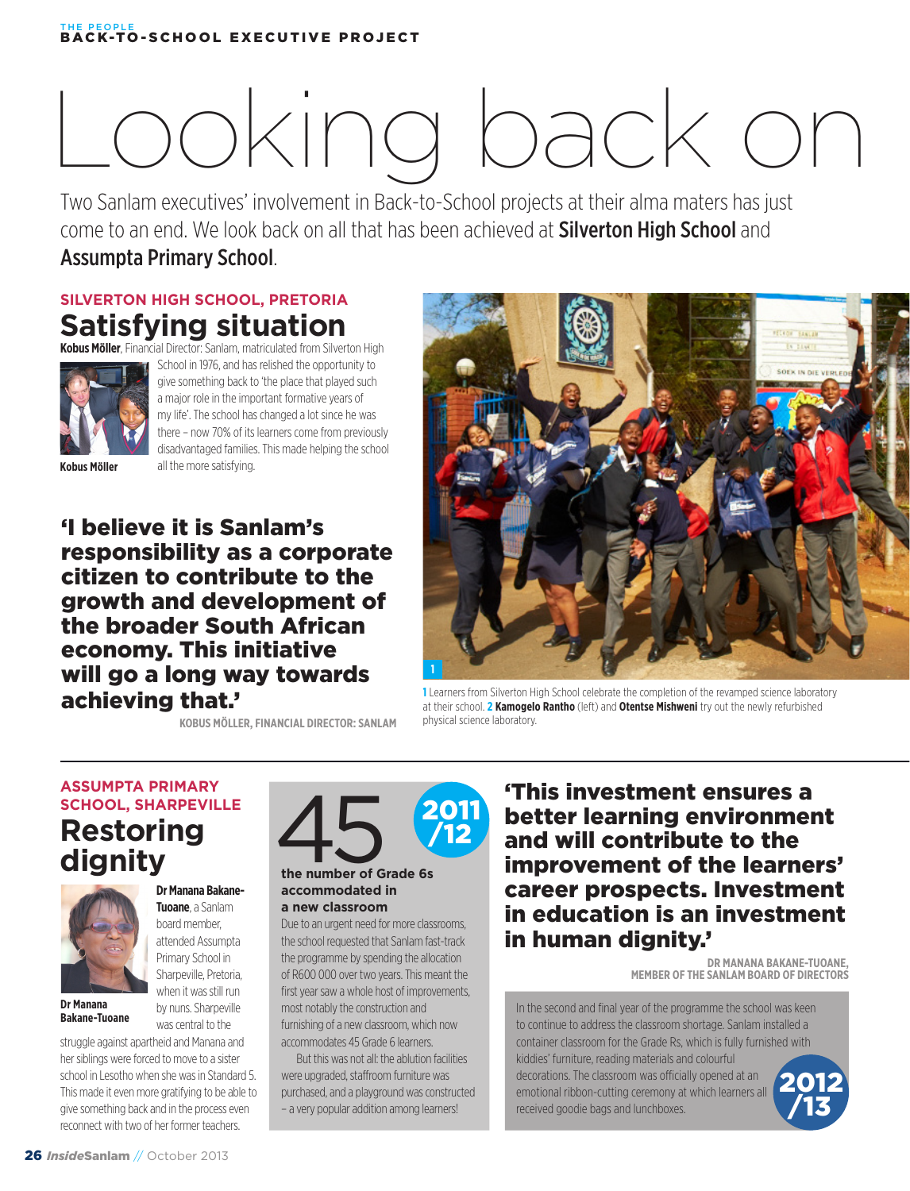# Looking back on

Two Sanlam executives' involvement in Back-to-School projects at their alma maters has just come to an end. We look back on all that has been achieved at **Silverton High School** and **Assumpta Primary School**.

## SILVERTON HIGH SCHOOL, PRETORIA

### Satisfying situation

**Kobus Möller**, Financial Director: Sanlam, matriculated from Silverton High School in 1976, and has relished the opportunity to give something back to 'the place that played such a major role in the important formative years of my life'. The school has changed a lot since he was there – now 70% of its learners come from previously disadvantaged families. This made helping the school all the more satisfying.

**Kobus Möller**

**'I believe it is Sanlam's responsibility as a corporate citizen to contribute to the growth and development of the broader South African economy. This initiative will go a long way towards achieving that.'**

KOBUS MÖLLER, FINANCIAL DIRECTOR: SANLAM

**1** Learners from Silverton High School celebrate the completion of the revamped science laboratory at their school. **2** **Kamogelo Rantho** (left) and **Otentse Mishweni** try out the newly refurbished physical science laboratory.

## ASSUMPTA PRIMARY SCHOOL, SHARPEVILLE

### Restoring dignity

**Dr Manana Bakane-Tuoane**, a Sanlam board member, attended Assumpta Primary School in Sharpeville, Pretoria, when it was still run by nuns. Sharpeville was central to the struggle against apartheid and Manana and her siblings were forced to move to a sister school in Lesotho when she was in Standard 5. This made it even more gratifying to be able to give something back and in the process even reconnect with two of her former teachers.

**Dr Manana Bakane-Tuoane**

**45**

**2011/12**

**the number of Grade 6s accommodated in a new classroom**

Due to an urgent need for more classrooms, the school requested that Sanlam fast-track the programme by spending the allocation of R600 000 over two years. This meant the first year saw a whole host of improvements, most notably the construction and furnishing of a new classroom, which now accommodates 45 Grade 6 learners.

But this was not all: the ablution facilities were upgraded, staffroom furniture was purchased, and a playground was constructed – a very popular addition among learners!

**'This investment ensures a better learning environment and will contribute to the improvement of the learners' career prospects. Investment in education is an investment in human dignity.'**

DR MANANA BAKANE-TUOANE, MEMBER OF THE SANLAM BOARD OF DIRECTORS

**2012/13**

In the second and final year of the programme the school was keen to continue to address the classroom shortage. Sanlam installed a container classroom for the Grade Rs, which is fully furnished with kiddies' furniture, reading materials and colourful decorations. The classroom was officially opened at an emotional ribbon-cutting ceremony at which learners all received goodie bags and lunchboxes.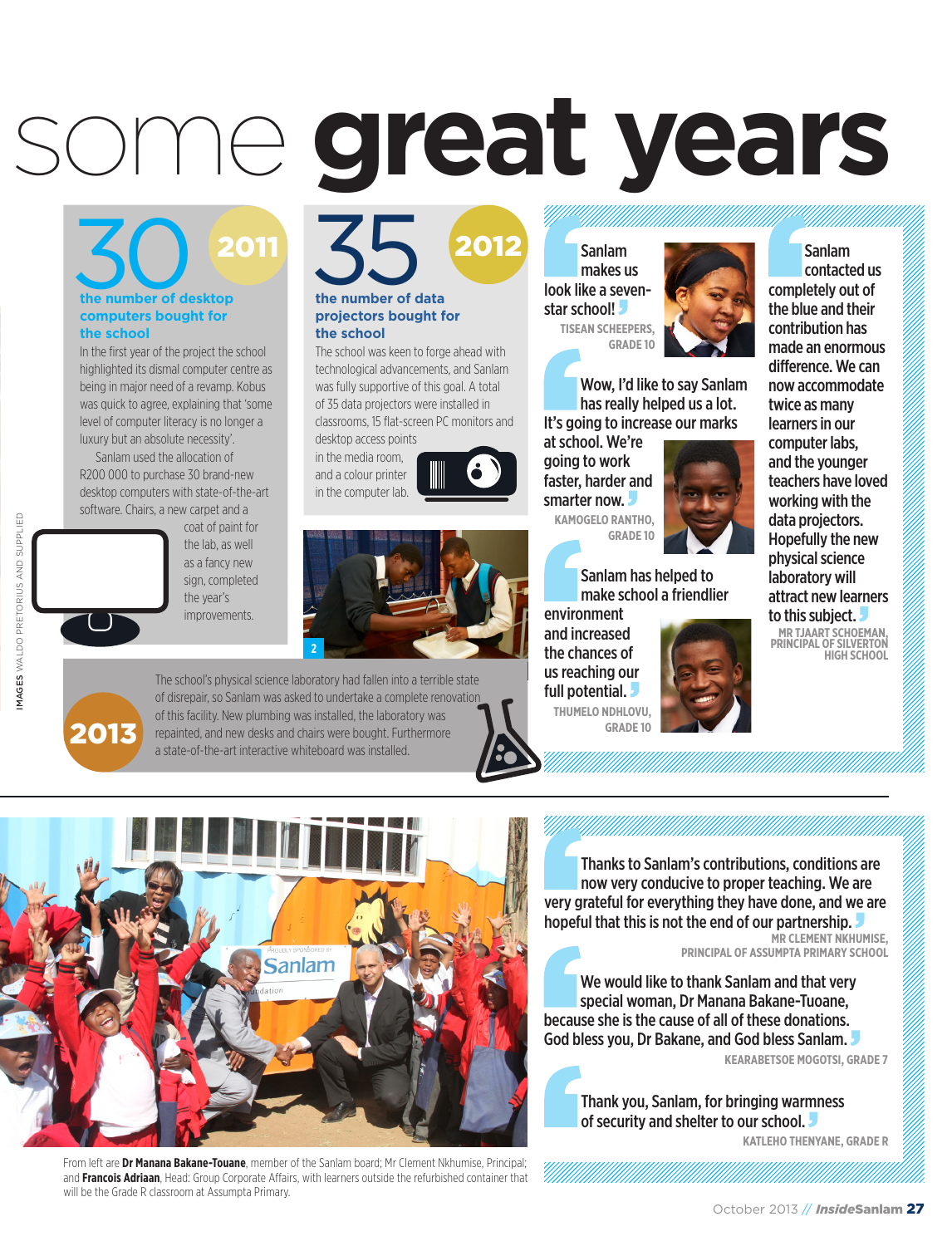# some **great years**

## 30 — 2011

**the number of desktop computers bought for the school**

In the first year of the project the school highlighted its dismal computer centre as being in major need of a revamp. Kobus was quick to agree, explaining that 'some level of computer literacy is no longer a luxury but an absolute necessity'.

Sanlam used the allocation of R200 000 to purchase 30 brand-new desktop computers with state-of-the-art software. Chairs, a new carpet and a coat of paint for the lab, as well as a fancy new sign, completed the year's improvements.

## 35 — 2012

**the number of data projectors bought for the school**

The school was keen to forge ahead with technological advancements, and Sanlam was fully supportive of this goal. A total of 35 data projectors were installed in classrooms, 15 flat-screen PC monitors and desktop access points in the media room, and a colour printer in the computer lab.

## 2013

The school's physical science laboratory had fallen into a terrible state of disrepair, so Sanlam was asked to undertake a complete renovation of this facility. New plumbing was installed, the laboratory was repainted, and new desks and chairs were bought. Furthermore a state-of-the-art interactive whiteboard was installed.

> Sanlam makes us look like a seven-star school!
>
> TISEAN SCHEEPERS, GRADE 10

> Wow, I'd like to say Sanlam has really helped us a lot. It's going to increase our marks at school. We're going to work faster, harder and smarter now.
>
> KAMOGELO RANTHO, GRADE 10

> Sanlam has helped to make school a friendlier environment and increased the chances of us reaching our full potential.
>
> THUMELO NDHLOVU, GRADE 10

> Sanlam contacted us completely out of the blue and their contribution has made an enormous difference. We can now accommodate twice as many learners in our computer labs, and the younger teachers have loved working with the data projectors. Hopefully the new physical science laboratory will attract new learners to this subject.
>
> MR TJAART SCHOEMAN, PRINCIPAL OF SILVERTON HIGH SCHOOL

IMAGES WALDO PRETORIUS AND SUPPLIED

From left are **Dr Manana Bakane-Touane**, member of the Sanlam board; Mr Clement Nkhumise, Principal; and **Francois Adriaan**, Head: Group Corporate Affairs, with learners outside the refurbished container that will be the Grade R classroom at Assumpta Primary.

> Thanks to Sanlam's contributions, conditions are now very conducive to proper teaching. We are very grateful for everything they have done, and we are hopeful that this is not the end of our partnership.
>
> MR CLEMENT NKHUMISE, PRINCIPAL OF ASSUMPTA PRIMARY SCHOOL

> We would like to thank Sanlam and that very special woman, Dr Manana Bakane-Tuoane, because she is the cause of all of these donations. God bless you, Dr Bakane, and God bless Sanlam.
>
> KEARABETSOE MOGOTSI, GRADE 7

> Thank you, Sanlam, for bringing warmness of security and shelter to our school.
>
> KATLEHO THENYANE, GRADE R